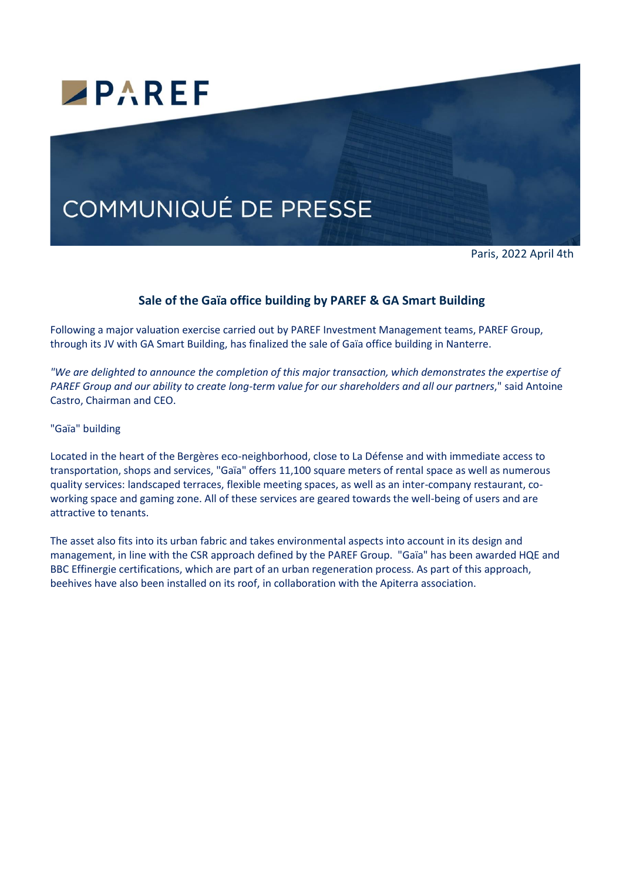PAREF

# COMMUNIQUÉ DE PRESSE

Paris, 2022 April 4th

## Sale of the Gaïa office building by PAREF & GA Smart Building

Following a major valuation exercise carried out by PAREF Investment Management teams, PAREF Group, through its JV with GA Smart Building, has finalized the sale of Gaïa office building in Nanterre.

*"We are delighted to announce the completion of this major transaction, which demonstrates the expertise of PAREF Group and our ability to create long-term value for our shareholders and all our partners*," said Antoine Castro, Chairman and CEO.

"Gaïa" building

Located in the heart of the Bergères eco-neighborhood, close to La Défense and with immediate access to transportation, shops and services, "Gaïa" offers 11,100 square meters of rental space as well as numerous quality services: landscaped terraces, flexible meeting spaces, as well as an inter-company restaurant, co-working space and gaming zone. All of these services are geared towards the well-being of users and are attractive to tenants.

The asset also fits into its urban fabric and takes environmental aspects into account in its design and management, in line with the CSR approach defined by the PAREF Group. "Gaïa" has been awarded HQE and BBC Effinergie certifications, which are part of an urban regeneration process. As part of this approach, beehives have also been installed on its roof, in collaboration with the Apiterra association.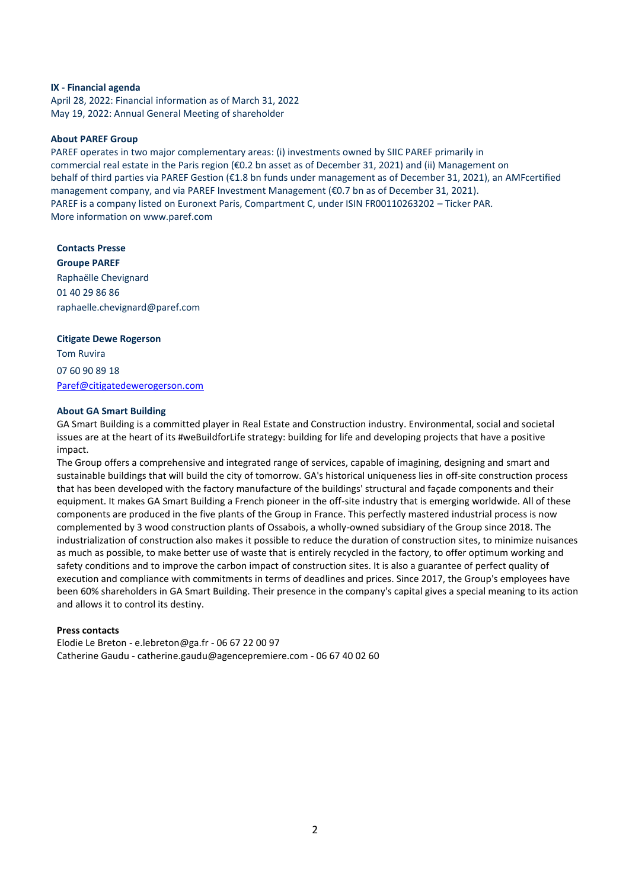**IX - Financial agenda**

April 28, 2022: Financial information as of March 31, 2022
May 19, 2022: Annual General Meeting of shareholder

**About PAREF Group**

PAREF operates in two major complementary areas: (i) investments owned by SIIC PAREF primarily in commercial real estate in the Paris region (€0.2 bn asset as of December 31, 2021) and (ii) Management on behalf of third parties via PAREF Gestion (€1.8 bn funds under management as of December 31, 2021), an AMFcertified management company, and via PAREF Investment Management (€0.7 bn as of December 31, 2021).
PAREF is a company listed on Euronext Paris, Compartment C, under ISIN FR00110263202 – Ticker PAR.
More information on www.paref.com

**Contacts Presse**
**Groupe PAREF**
Raphaëlle Chevignard
01 40 29 86 86
raphaelle.chevignard@paref.com

**Citigate Dewe Rogerson**
Tom Ruvira
07 60 90 89 18
Paref@citigatedewerogerson.com

**About GA Smart Building**

GA Smart Building is a committed player in Real Estate and Construction industry. Environmental, social and societal issues are at the heart of its #weBuildforLife strategy: building for life and developing projects that have a positive impact.
The Group offers a comprehensive and integrated range of services, capable of imagining, designing and smart and sustainable buildings that will build the city of tomorrow. GA's historical uniqueness lies in off-site construction process that has been developed with the factory manufacture of the buildings' structural and façade components and their equipment. It makes GA Smart Building a French pioneer in the off-site industry that is emerging worldwide. All of these components are produced in the five plants of the Group in France. This perfectly mastered industrial process is now complemented by 3 wood construction plants of Ossabois, a wholly-owned subsidiary of the Group since 2018. The industrialization of construction also makes it possible to reduce the duration of construction sites, to minimize nuisances as much as possible, to make better use of waste that is entirely recycled in the factory, to offer optimum working and safety conditions and to improve the carbon impact of construction sites. It is also a guarantee of perfect quality of execution and compliance with commitments in terms of deadlines and prices. Since 2017, the Group's employees have been 60% shareholders in GA Smart Building. Their presence in the company's capital gives a special meaning to its action and allows it to control its destiny.

**Press contacts**

Elodie Le Breton - e.lebreton@ga.fr - 06 67 22 00 97
Catherine Gaudu - catherine.gaudu@agencepremiere.com - 06 67 40 02 60